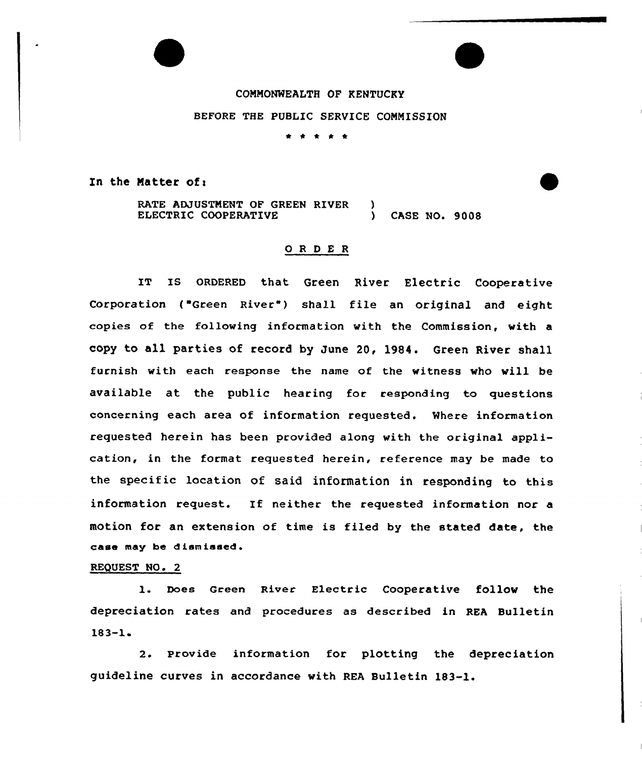COMMONWEALTH OF KENTUCKY

BEFORE THE PUBLIC SERVICE COMMISSION

\* \* \* \* \*

In the Matter of:

RATE ADJUSTMENT OF GREEN RIVER ELECTRIC COOPERATIVE ) CASE NO. 9008

## O R D E R

IT IS ORDERED that Green River Electric Cooperative Corporation ("Green River") shall file an original and eight copies of the following information with the Commission, with a copy to all parties of record by June 20, 1984. Green River shall furnish with each response the name of the witness who will be available at the public hearing for responding to questions concerning each area of information requested. Where information requested herein has been provided along with the original application, in the format requested herein, reference may be made to the specific location of said information in responding to this information request. If neither the requested information nor a motion for an extension of time is filed by the stated date, the case may be dismissed.

REQUEST NO. 2

1. Does Green River Electric Cooperative follow the depreciation rates and procedures as described in REA Bulletin 183-1.

2. Provide information for plotting the depreciation guideline curves in accordance with REA Bulletin 183-1.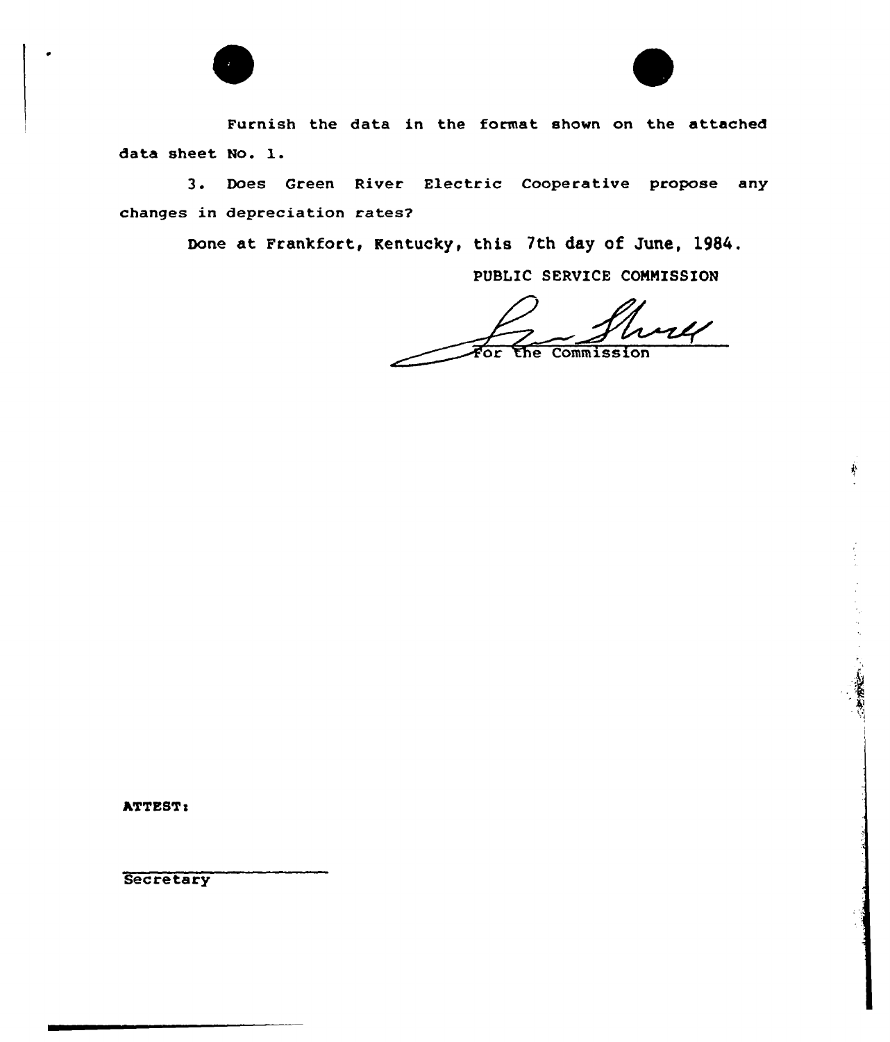Furnish the data in the format shown on the attached data sheet No. 1.

3. Does Green River Electric Cooperative propose any changes in depreciation rates?

Done at Frankfort, Kentucky, this 7th day of June, 1984.

PUBLIC SERVICE COMMISSION

For the Commission

ATTEST:

Secretary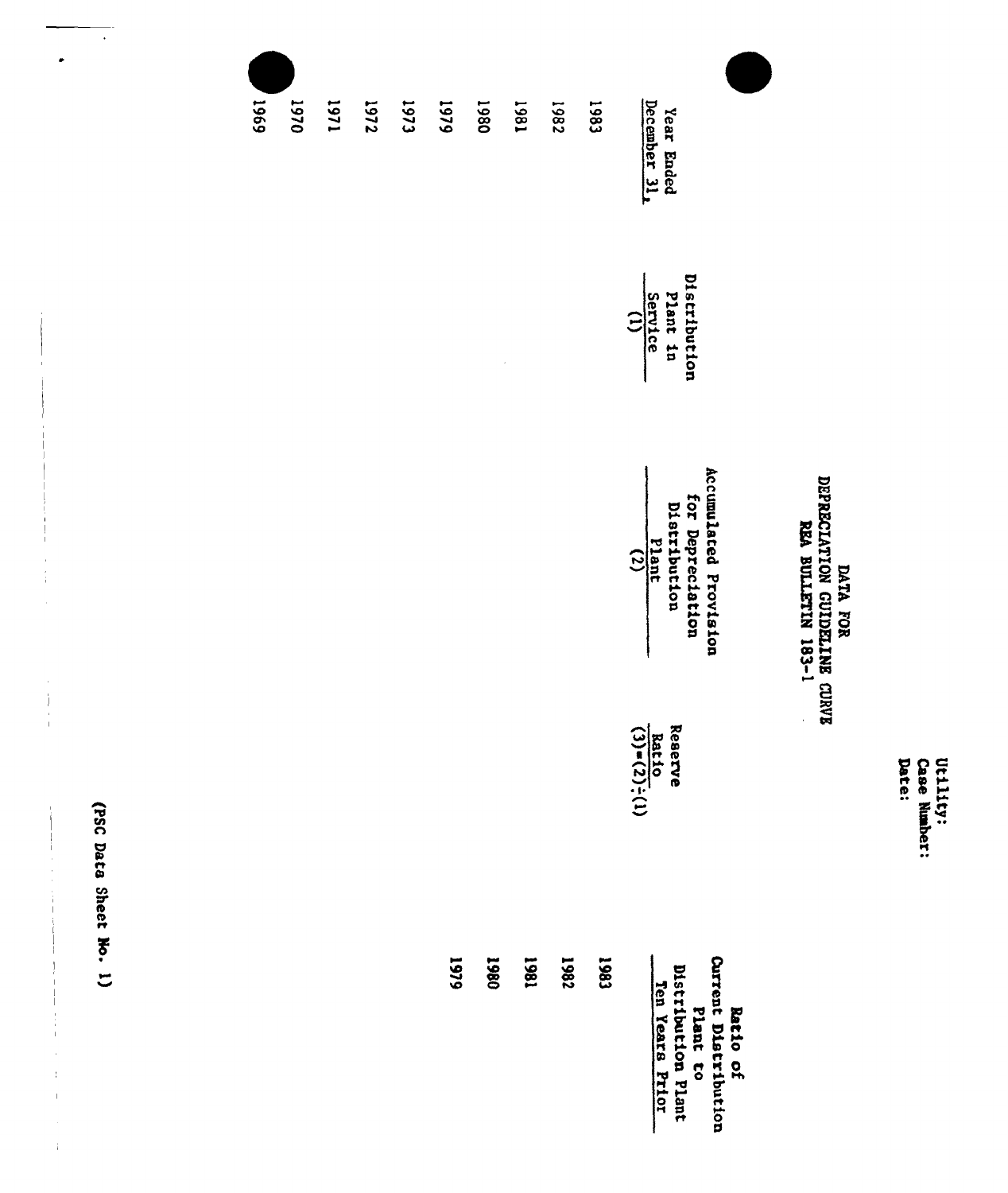Utility:
Case Number:
Date:

# DATA FOR
# DEPRECIATION GUIDELINE CURVE
# REA BULLETIN 183-1

| Year Ended December 31, | Distribution Plant in Service (1) | Accumulated Provision for Depreciation Distribution Plant (2) | Reserve Ratio (3)=(2)÷(1) | Ratio of Current Distribution Plant to Distribution Plant Ten Years Prior |
| --- | --- | --- | --- | --- |
| 1983 | | | | 1983 |
| 1982 | | | | 1982 |
| 1981 | | | | 1981 |
| 1980 | | | | 1980 |
| 1979 | | | | 1979 |
| 1973 | | | | |
| 1972 | | | | |
| 1971 | | | | |
| 1970 | | | | |
| 1969 | | | | |

(PSC Data Sheet No. 1)